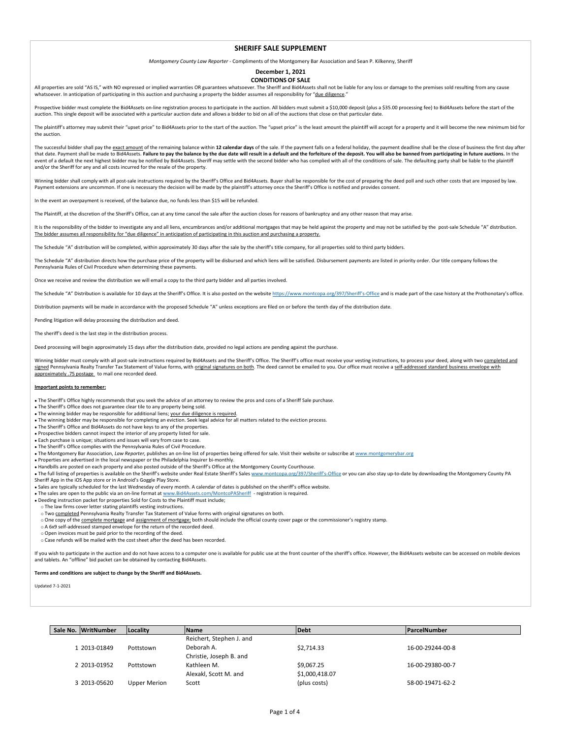## SHERIFF SALE SUPPLEMENT

*Montgomery County Law Reporter* - Compliments of the Montgomery Bar Association and Sean P. Kilkenny, Sheriff

**December 1, 2021**

**CONDITIONS OF SALE**

All properties are sold "AS IS," with NO expressed or implied warranties OR guarantees whatsoever. The Sheriff and Bid4Assets shall not be liable for any loss or damage to the premises sold resulting from any cause whatsoever. In anticipation of participating in this auction and purchasing a property the bidder assumes all responsibility for "due diligence."

Prospective bidder must complete the Bid4Assets on-line registration process to participate in the auction. All bidders must submit a $10,000 deposit (plus a $35.00 processing fee) to Bid4Assets before the start of the auction. This single deposit will be associated with a particular auction date and allows a bidder to bid on all of the auctions that close on that particular date.

The plaintiff's attorney may submit their "upset price" to Bid4Assets prior to the start of the auction. The "upset price" is the least amount the plaintiff will accept for a property and it will become the new minimum bid for the auction.

The successful bidder shall pay the exact amount of the remaining balance within **12 calendar days** of the sale. If the payment falls on a federal holiday, the payment deadline shall be the close of business the first day after that date. Payment shall be made to Bid4Assets. **Failure to pay the balance by the due date will result in a default and the forfeiture of the deposit. You will also be banned from participating in future auctions.** In the event of a default the next highest bidder may be notified by Bid4Assets. Sheriff may settle with the second bidder who has complied with all of the conditions of sale. The defaulting party shall be liable to the plaintiff and/or the Sheriff for any and all costs incurred for the resale of the property.

Winning bidder shall comply with all post-sale instructions required by the Sheriff's Office and Bid4Assets. Buyer shall be responsible for the cost of preparing the deed poll and such other costs that are imposed by law. Payment extensions are uncommon. If one is necessary the decision will be made by the plaintiff's attorney once the Sheriff's Office is notified and provides consent.

In the event an overpayment is received, of the balance due, no funds less than $15 will be refunded.

The Plaintiff, at the discretion of the Sheriff's Office, can at any time cancel the sale after the auction closes for reasons of bankruptcy and any other reason that may arise.

It is the responsibility of the bidder to investigate any and all liens, encumbrances and/or additional mortgages that may be held against the property and may not be satisfied by the post-sale Schedule "A" distribution. The bidder assumes all responsibility for "due diligence" in anticipation of participating in this auction and purchasing a property.

The Schedule "A" distribution will be completed, within approximately 30 days after the sale by the sheriff's title company, for all properties sold to third party bidders.

The Schedule "A" distribution directs how the purchase price of the property will be disbursed and which liens will be satisfied. Disbursement payments are listed in priority order. Our title company follows the Pennsylvania Rules of Civil Procedure when determining these payments.

Once we receive and review the distribution we will email a copy to the third party bidder and all parties involved.

The Schedule "A" Distribution is available for 10 days at the Sheriff's Office. It is also posted on the website https://www.montcopa.org/397/Sheriff's-Office and is made part of the case history at the Prothonotary's office.

Distribution payments will be made in accordance with the proposed Schedule "A" unless exceptions are filed on or before the tenth day of the distribution date.

Pending litigation will delay processing the distribution and deed.

The sheriff's deed is the last step in the distribution process.

Deed processing will begin approximately 15 days after the distribution date, provided no legal actions are pending against the purchase.

Winning bidder must comply with all post-sale instructions required by Bid4Assets and the Sheriff's Office. The Sheriff's office must receive your vesting instructions, to process your deed, along with two completed and signed Pennsylvania Realty Transfer Tax Statement of Value forms, with original signatures on both. The deed cannot be emailed to you. Our office must receive a self-addressed standard business envelope with approximately .75 postage to mail one recorded deed.

**Important points to remember:**

- The Sheriff's Office highly recommends that you seek the advice of an attorney to review the pros and cons of a Sheriff Sale purchase.
- The Sheriff's Office does not guarantee clear tile to any property being sold.
- The winning bidder may be responsible for additional liens; your due diligence is required.
- The winning bidder may be responsible for completing an eviction. Seek legal advice for all matters related to the eviction process.
- The Sheriff's Office and Bid4Assets do not have keys to any of the properties.
- Prospective bidders cannot inspect the interior of any property listed for sale.
- Each purchase is unique; situations and issues will vary from case to case.
- The Sheriff's Office complies with the Pennsylvania Rules of Civil Procedure.
- The Montgomery Bar Association, *Law Reporter*, publishes an on-line list of properties being offered for sale. Visit their website or subscribe at www.montgomerybar.org
- Properties are advertised in the local newspaper or the Philadelphia Inquirer bi-monthly.
- Handbills are posted on each property and also posted outside of the Sheriff's Office at the Montgomery County Courthouse.
- The full listing of properties is available on the Sheriff's website under Real Estate Sheriff's Sales www.montcopa.org/397/Sheriff's-Office or you can also stay up-to-date by downloading the Montgomery County PA Sheriff App in the iOS App store or in Android's Goggle Play Store.
- Sales are typically scheduled for the last Wednesday of every month. A calendar of dates is published on the sheriff's office website.
- The sales are open to the public via an on-line format at www.Bid4Assets.com/MontcoPASheriff - registration is required.
- Deeding instruction packet for properties Sold for Costs to the Plaintiff must include;
  - The law firms cover letter stating plaintiffs vesting instructions.
  - Two completed Pennsylvania Realty Transfer Tax Statement of Value forms with original signatures on both.
  - One copy of the complete mortgage and assignment of mortgage; both should include the official county cover page or the commissioner's registry stamp.
  - A 6x9 self-addressed stamped envelope for the return of the recorded deed.
  - Open invoices must be paid prior to the recording of the deed.
  - Case refunds will be mailed with the cost sheet after the deed has been recorded.

If you wish to participate in the auction and do not have access to a computer one is available for public use at the front counter of the sheriff's office. However, the Bid4Assets website can be accessed on mobile devices and tablets. An "offline" bid packet can be obtained by contacting Bid4Assets.

**Terms and conditions are subject to change by the Sheriff and Bid4Assets.**

Updated 7-1-2021

| Sale No. | WritNumber | Locality | Name | Debt | ParcelNumber |
|---|---|---|---|---|---|
| 1 | 2013-01849 | Pottstown | Reichert, Stephen J. and Deborah A. | $2,714.33 | 16-00-29244-00-8 |
| 2 | 2013-01952 | Pottstown | Christie, Joseph B. and Kathleen M. | $9,067.25 | 16-00-29380-00-7 |
| 3 | 2013-05620 | Upper Merion | Alexakl, Scott M. and Scott | $1,000,418.07 (plus costs) | 58-00-19471-62-2 |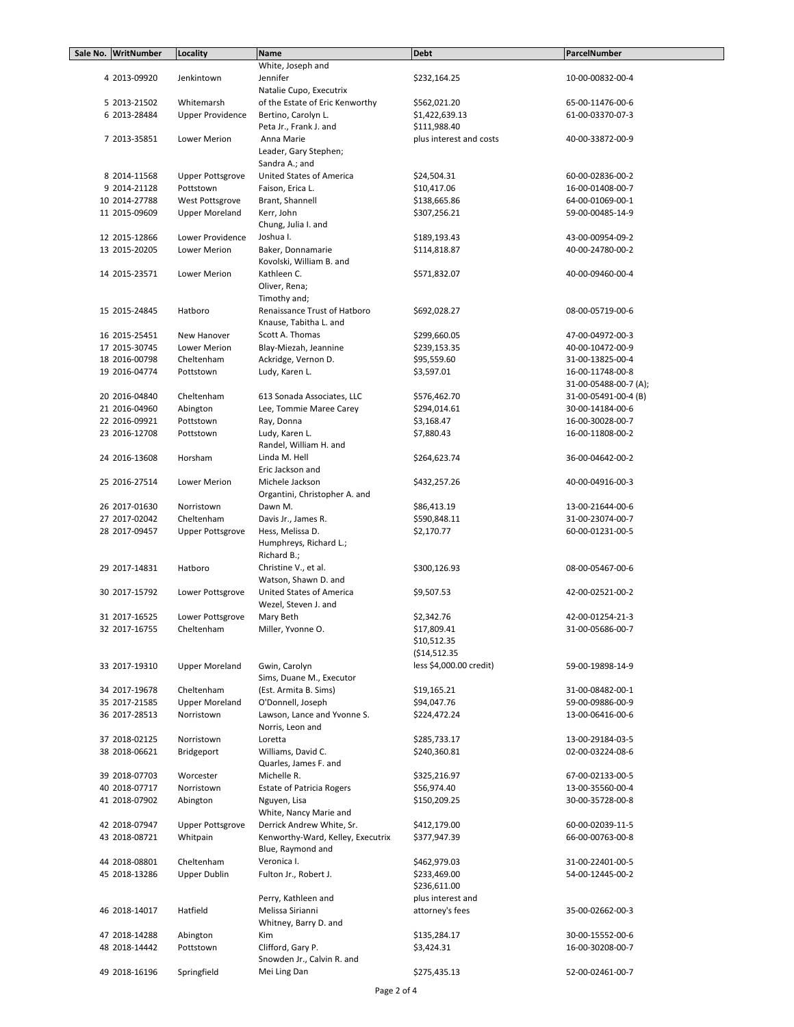| Sale No. | WritNumber | Locality | Name | Debt | ParcelNumber |
|---|---|---|---|---|---|
| 4 | 2013-09920 | Jenkintown | White, Joseph and Jennifer | $232,164.25 | 10-00-00832-00-4 |
| 5 | 2013-21502 | Whitemarsh | Natalie Cupo, Executrix of the Estate of Eric Kenworthy | $562,021.20 | 65-00-11476-00-6 |
| 6 | 2013-28484 | Upper Providence | Bertino, Carolyn L. | $1,422,639.13 | 61-00-03370-07-3 |
| 7 | 2013-35851 | Lower Merion | Peta Jr., Frank J. and Anna Marie | $111,988.40 plus interest and costs | 40-00-33872-00-9 |
| 8 | 2014-11568 | Upper Pottsgrove | Leader, Gary Stephen; Sandra A.; and United States of America | $24,504.31 | 60-00-02836-00-2 |
| 9 | 2014-21128 | Pottstown | Faison, Erica L. | $10,417.06 | 16-00-01408-00-7 |
| 10 | 2014-27788 | West Pottsgrove | Brant, Shannell | $138,665.86 | 64-00-01069-00-1 |
| 11 | 2015-09609 | Upper Moreland | Kerr, John | $307,256.21 | 59-00-00485-14-9 |
| 12 | 2015-12866 | Lower Providence | Chung, Julia I. and Joshua I. | $189,193.43 | 43-00-00954-09-2 |
| 13 | 2015-20205 | Lower Merion | Baker, Donnamarie | $114,818.87 | 40-00-24780-00-2 |
| 14 | 2015-23571 | Lower Merion | Kovolski, William B. and Kathleen C. | $571,832.07 | 40-00-09460-00-4 |
| 15 | 2015-24845 | Hatboro | Oliver, Rena; Timothy and; Renaissance Trust of Hatboro | $692,028.27 | 08-00-05719-00-6 |
| 16 | 2015-25451 | New Hanover | Knause, Tabitha L. and Scott A. Thomas | $299,660.05 | 47-00-04972-00-3 |
| 17 | 2015-30745 | Lower Merion | Blay-Miezah, Jeannine | $239,153.35 | 40-00-10472-00-9 |
| 18 | 2016-00798 | Cheltenham | Ackridge, Vernon D. | $95,559.60 | 31-00-13825-00-4 |
| 19 | 2016-04774 | Pottstown | Ludy, Karen L. | $3,597.01 | 16-00-11748-00-8 |
| 20 | 2016-04840 | Cheltenham | 613 Sonada Associates, LLC | $576,462.70 | 31-00-05488-00-7 (A); 31-00-05491-00-4 (B) |
| 21 | 2016-04960 | Abington | Lee, Tommie Maree Carey | $294,014.61 | 30-00-14184-00-6 |
| 22 | 2016-09921 | Pottstown | Ray, Donna | $3,168.47 | 16-00-30028-00-7 |
| 23 | 2016-12708 | Pottstown | Ludy, Karen L. | $7,880.43 | 16-00-11808-00-2 |
| 24 | 2016-13608 | Horsham | Randel, William H. and Linda M. Hell | $264,623.74 | 36-00-04642-00-2 |
| 25 | 2016-27514 | Lower Merion | Eric Jackson and Michele Jackson | $432,257.26 | 40-00-04916-00-3 |
| 26 | 2017-01630 | Norristown | Organtini, Christopher A. and Dawn M. | $86,413.19 | 13-00-21644-00-6 |
| 27 | 2017-02042 | Cheltenham | Davis Jr., James R. | $590,848.11 | 31-00-23074-00-7 |
| 28 | 2017-09457 | Upper Pottsgrove | Hess, Melissa D. | $2,170.77 | 60-00-01231-00-5 |
| 29 | 2017-14831 | Hatboro | Humphreys, Richard L.; Richard B.; Christine V., et al. | $300,126.93 | 08-00-05467-00-6 |
| 30 | 2017-15792 | Lower Pottsgrove | Watson, Shawn D. and United States of America | $9,507.53 | 42-00-02521-00-2 |
| 31 | 2017-16525 | Lower Pottsgrove | Wezel, Steven J. and Mary Beth | $2,342.76 | 42-00-01254-21-3 |
| 32 | 2017-16755 | Cheltenham | Miller, Yvonne O. | $17,809.41 | 31-00-05686-00-7 |
| 33 | 2017-19310 | Upper Moreland | Gwin, Carolyn | $10,512.35 ($14,512.35 less $4,000.00 credit) | 59-00-19898-14-9 |
| 34 | 2017-19678 | Cheltenham | Sims, Duane M., Executor (Est. Armita B. Sims) | $19,165.21 | 31-00-08482-00-1 |
| 35 | 2017-21585 | Upper Moreland | O'Donnell, Joseph | $94,047.76 | 59-00-09886-00-9 |
| 36 | 2017-28513 | Norristown | Lawson, Lance and Yvonne S. | $224,472.24 | 13-00-06416-00-6 |
| 37 | 2018-02125 | Norristown | Norris, Leon and Loretta | $285,733.17 | 13-00-29184-03-5 |
| 38 | 2018-06621 | Bridgeport | Williams, David C. | $240,360.81 | 02-00-03224-08-6 |
| 39 | 2018-07703 | Worcester | Quarles, James F. and Michelle R. | $325,216.97 | 67-00-02133-00-5 |
| 40 | 2018-07717 | Norristown | Estate of Patricia Rogers | $56,974.40 | 13-00-35560-00-4 |
| 41 | 2018-07902 | Abington | Nguyen, Lisa | $150,209.25 | 30-00-35728-00-8 |
| 42 | 2018-07947 | Upper Pottsgrove | White, Nancy Marie and Derrick Andrew White, Sr. | $412,179.00 | 60-00-02039-11-5 |
| 43 | 2018-08721 | Whitpain | Kenworthy-Ward, Kelley, Executrix | $377,947.39 | 66-00-00763-00-8 |
| 44 | 2018-08801 | Cheltenham | Blue, Raymond and Veronica I. | $462,979.03 | 31-00-22401-00-5 |
| 45 | 2018-13286 | Upper Dublin | Fulton Jr., Robert J. | $233,469.00 | 54-00-12445-00-2 |
| 46 | 2018-14017 | Hatfield | Perry, Kathleen and Melissa Sirianni | $236,611.00 plus interest and attorney's fees | 35-00-02662-00-3 |
| 47 | 2018-14288 | Abington | Whitney, Barry D. and Kim | $135,284.17 | 30-00-15552-00-6 |
| 48 | 2018-14442 | Pottstown | Clifford, Gary P. | $3,424.31 | 16-00-30208-00-7 |
| 49 | 2018-16196 | Springfield | Snowden Jr., Calvin R. and Mei Ling Dan | $275,435.13 | 52-00-02461-00-7 |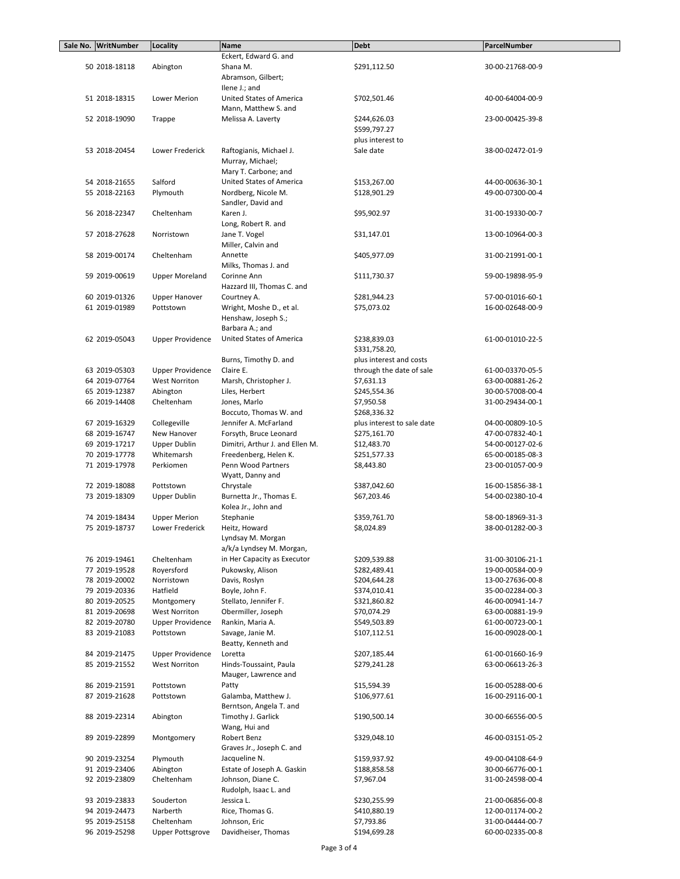| Sale No. | WritNumber | Locality | Name | Debt | ParcelNumber |
|---|---|---|---|---|---|
| 50 | 2018-18118 | Abington | Eckert, Edward G. and Shana M. | $291,112.50 | 30-00-21768-00-9 |
| 51 | 2018-18315 | Lower Merion | Abramson, Gilbert; Ilene J.; and United States of America | $702,501.46 | 40-00-64004-00-9 |
| 52 | 2018-19090 | Trappe | Mann, Matthew S. and Melissa A. Laverty | $244,626.03 | 23-00-00425-39-8 |
| 53 | 2018-20454 | Lower Frederick | Raftogianis, Michael J. | $599,797.27 plus interest to Sale date | 38-00-02472-01-9 |
| 54 | 2018-21655 | Salford | Murray, Michael; Mary T. Carbone; and United States of America | $153,267.00 | 44-00-00636-30-1 |
| 55 | 2018-22163 | Plymouth | Nordberg, Nicole M. | $128,901.29 | 49-00-07300-00-4 |
| 56 | 2018-22347 | Cheltenham | Sandler, David and Karen J. | $95,902.97 | 31-00-19330-00-7 |
| 57 | 2018-27628 | Norristown | Long, Robert R. and Jane T. Vogel | $31,147.01 | 13-00-10964-00-3 |
| 58 | 2019-00174 | Cheltenham | Miller, Calvin and Annette | $405,977.09 | 31-00-21991-00-1 |
| 59 | 2019-00619 | Upper Moreland | Milks, Thomas J. and Corinne Ann | $111,730.37 | 59-00-19898-95-9 |
| 60 | 2019-01326 | Upper Hanover | Hazzard III, Thomas C. and Courtney A. | $281,944.23 | 57-00-01016-60-1 |
| 61 | 2019-01989 | Pottstown | Wright, Moshe D., et al. | $75,073.02 | 16-00-02648-00-9 |
| 62 | 2019-05043 | Upper Providence | Henshaw, Joseph S.; Barbara A.; and United States of America | $238,839.03 | 61-00-01010-22-5 |
| 63 | 2019-05303 | Upper Providence | Burns, Timothy D. and Claire E. | $331,758.20, plus interest and costs through the date of sale | 61-00-03370-05-5 |
| 64 | 2019-07764 | West Norriton | Marsh, Christopher J. | $7,631.13 | 63-00-00881-26-2 |
| 65 | 2019-12387 | Abington | Liles, Herbert | $245,554.36 | 30-00-57008-00-4 |
| 66 | 2019-14408 | Cheltenham | Jones, Marlo | $7,950.58 | 31-00-29434-00-1 |
| 67 | 2019-16329 | Collegeville | Boccuto, Thomas W. and Jennifer A. McFarland | $268,336.32 plus interest to sale date | 04-00-00809-10-5 |
| 68 | 2019-16747 | New Hanover | Forsyth, Bruce Leonard | $275,161.70 | 47-00-07832-40-1 |
| 69 | 2019-17217 | Upper Dublin | Dimitri, Arthur J. and Ellen M. | $12,483.70 | 54-00-00127-02-6 |
| 70 | 2019-17778 | Whitemarsh | Freedenberg, Helen K. | $251,577.33 | 65-00-00185-08-3 |
| 71 | 2019-17978 | Perkiomen | Penn Wood Partners | $8,443.80 | 23-00-01057-00-9 |
| 72 | 2019-18088 | Pottstown | Wyatt, Danny and Chrystale | $387,042.60 | 16-00-15856-38-1 |
| 73 | 2019-18309 | Upper Dublin | Burnetta Jr., Thomas E. | $67,203.46 | 54-00-02380-10-4 |
| 74 | 2019-18434 | Upper Merion | Kolea Jr., John and Stephanie | $359,761.70 | 58-00-18969-31-3 |
| 75 | 2019-18737 | Lower Frederick | Heitz, Howard | $8,024.89 | 38-00-01282-00-3 |
| 76 | 2019-19461 | Cheltenham | Lyndsay M. Morgan a/k/a Lyndsey M. Morgan, in Her Capacity as Executor | $209,539.88 | 31-00-30106-21-1 |
| 77 | 2019-19528 | Royersford | Pukowsky, Alison | $282,489.41 | 19-00-00584-00-9 |
| 78 | 2019-20002 | Norristown | Davis, Roslyn | $204,644.28 | 13-00-27636-00-8 |
| 79 | 2019-20336 | Hatfield | Boyle, John F. | $374,010.41 | 35-00-02284-00-3 |
| 80 | 2019-20525 | Montgomery | Stellato, Jennifer F. | $321,860.82 | 46-00-00941-14-7 |
| 81 | 2019-20698 | West Norriton | Obermiller, Joseph | $70,074.29 | 63-00-00881-19-9 |
| 82 | 2019-20780 | Upper Providence | Rankin, Maria A. | $549,503.89 | 61-00-00723-00-1 |
| 83 | 2019-21083 | Pottstown | Savage, Janie M. | $107,112.51 | 16-00-09028-00-1 |
| 84 | 2019-21475 | Upper Providence | Beatty, Kenneth and Loretta | $207,185.44 | 61-00-01660-16-9 |
| 85 | 2019-21552 | West Norriton | Hinds-Toussaint, Paula | $279,241.28 | 63-00-06613-26-3 |
| 86 | 2019-21591 | Pottstown | Mauger, Lawrence and Patty | $15,594.39 | 16-00-05288-00-6 |
| 87 | 2019-21628 | Pottstown | Galamba, Matthew J. | $106,977.61 | 16-00-29116-00-1 |
| 88 | 2019-22314 | Abington | Berntson, Angela T. and Timothy J. Garlick | $190,500.14 | 30-00-66556-00-5 |
| 89 | 2019-22899 | Montgomery | Wang, Hui and Robert Benz | $329,048.10 | 46-00-03151-05-2 |
| 90 | 2019-23254 | Plymouth | Graves Jr., Joseph C. and Jacqueline N. | $159,937.92 | 49-00-04108-64-9 |
| 91 | 2019-23406 | Abington | Estate of Joseph A. Gaskin | $188,858.58 | 30-00-66776-00-1 |
| 92 | 2019-23809 | Cheltenham | Johnson, Diane C. | $7,967.04 | 31-00-24598-00-4 |
| 93 | 2019-23833 | Souderton | Rudolph, Isaac L. and Jessica L. | $230,255.99 | 21-00-06856-00-8 |
| 94 | 2019-24473 | Narberth | Rice, Thomas G. | $410,880.19 | 12-00-01174-00-2 |
| 95 | 2019-25158 | Cheltenham | Johnson, Eric | $7,793.86 | 31-00-04444-00-7 |
| 96 | 2019-25298 | Upper Pottsgrove | Davidheiser, Thomas | $194,699.28 | 60-00-02335-00-8 |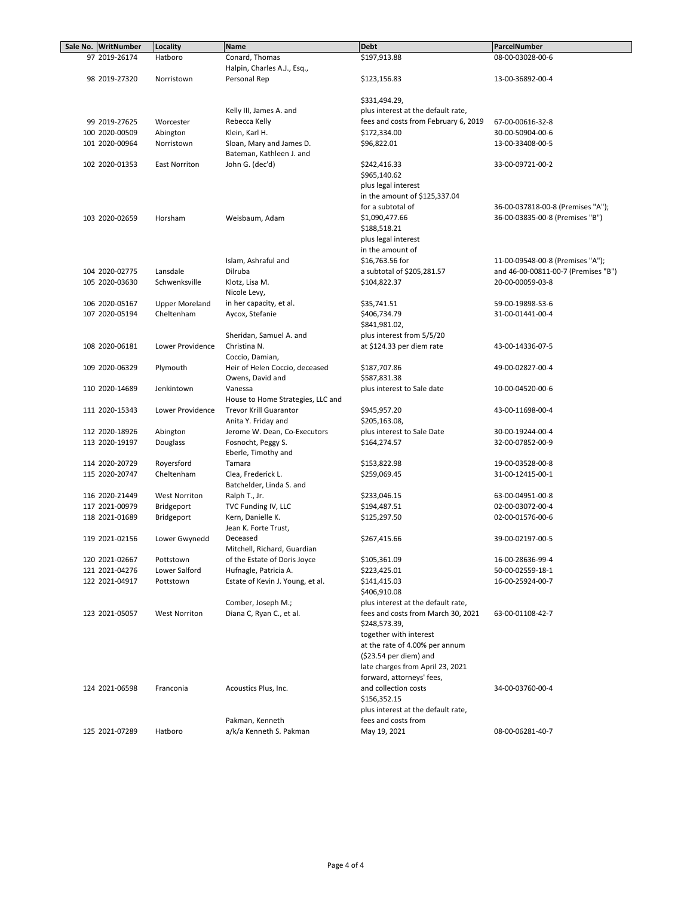| Sale No. | WritNumber | Locality | Name | Debt | ParcelNumber |
|---|---|---|---|---|---|
| 97 | 2019-26174 | Hatboro | Conard, Thomas | $197,913.88 | 08-00-03028-00-6 |
| 98 | 2019-27320 | Norristown | Halpin, Charles A.J., Esq., Personal Rep | $123,156.83 | 13-00-36892-00-4 |
| 99 | 2019-27625 | Worcester | Kelly III, James A. and Rebecca Kelly | $331,494.29, plus interest at the default rate, fees and costs from February 6, 2019 | 67-00-00616-32-8 |
| 100 | 2020-00509 | Abington | Klein, Karl H. | $172,334.00 | 30-00-50904-00-6 |
| 101 | 2020-00964 | Norristown | Sloan, Mary and James D. | $96,822.01 | 13-00-33408-00-5 |
| 102 | 2020-01353 | East Norriton | Bateman, Kathleen J. and John G. (dec'd) | $242,416.33 | 33-00-09721-00-2 |
| 103 | 2020-02659 | Horsham | Weisbaum, Adam | $965,140.62 plus legal interest in the amount of $125,337.04 for a subtotal of $1,090,477.66 | 36-00-037818-00-8 (Premises "A"); 36-00-03835-00-8 (Premises "B") |
| 104 | 2020-02775 | Lansdale | Islam, Ashraful and Dilruba | $188,518.21 plus legal interest in the amount of $16,763.56 for a subtotal of $205,281.57 | 11-00-09548-00-8 (Premises "A"); and 46-00-00811-00-7 (Premises "B") |
| 105 | 2020-03630 | Schwenksville | Klotz, Lisa M. | $104,822.37 | 20-00-00059-03-8 |
| 106 | 2020-05167 | Upper Moreland | Nicole Levy, in her capacity, et al. | $35,741.51 | 59-00-19898-53-6 |
| 107 | 2020-05194 | Cheltenham | Aycox, Stefanie | $406,734.79 | 31-00-01441-00-4 |
| 108 | 2020-06181 | Lower Providence | Sheridan, Samuel A. and Christina N. | $841,981.02, plus interest from 5/5/20 at $124.33 per diem rate | 43-00-14336-07-5 |
| 109 | 2020-06329 | Plymouth | Coccio, Damian, Heir of Helen Coccio, deceased | $187,707.86 | 49-00-02827-00-4 |
| 110 | 2020-14689 | Jenkintown | Owens, David and Vanessa | $587,831.38 plus interest to Sale date | 10-00-04520-00-6 |
| 111 | 2020-15343 | Lower Providence | House to Home Strategies, LLC and Trevor Krill Guarantor | $945,957.20 | 43-00-11698-00-4 |
| 112 | 2020-18926 | Abington | Anita Y. Friday and Jerome W. Dean, Co-Executors | $205,163.08, plus interest to Sale Date | 30-00-19244-00-4 |
| 113 | 2020-19197 | Douglass | Fosnocht, Peggy S. | $164,274.57 | 32-00-07852-00-9 |
| 114 | 2020-20729 | Royersford | Eberle, Timothy and Tamara | $153,822.98 | 19-00-03528-00-8 |
| 115 | 2020-20747 | Cheltenham | Clea, Frederick L. | $259,069.45 | 31-00-12415-00-1 |
| 116 | 2020-21449 | West Norriton | Batchelder, Linda S. and Ralph T., Jr. | $233,046.15 | 63-00-04951-00-8 |
| 117 | 2021-00979 | Bridgeport | TVC Funding IV, LLC | $194,487.51 | 02-00-03072-00-4 |
| 118 | 2021-01689 | Bridgeport | Kern, Danielle K. | $125,297.50 | 02-00-01576-00-6 |
| 119 | 2021-02156 | Lower Gwynedd | Jean K. Forte Trust, Deceased | $267,415.66 | 39-00-02197-00-5 |
| 120 | 2021-02667 | Pottstown | Mitchell, Richard, Guardian of the Estate of Doris Joyce | $105,361.09 | 16-00-28636-99-4 |
| 121 | 2021-04276 | Lower Salford | Hufnagle, Patricia A. | $223,425.01 | 50-00-02559-18-1 |
| 122 | 2021-04917 | Pottstown | Estate of Kevin J. Young, et al. | $141,415.03 | 16-00-25924-00-7 |
| 123 | 2021-05057 | West Norriton | Comber, Joseph M.; Diana C, Ryan C., et al. | $406,910.08 plus interest at the default rate, fees and costs from March 30, 2021 | 63-00-01108-42-7 |
| 124 | 2021-06598 | Franconia | Acoustics Plus, Inc. | $248,573.39, together with interest at the rate of 4.00% per annum ($23.54 per diem) and late charges from April 23, 2021 forward, attorneys' fees, and collection costs | 34-00-03760-00-4 |
| 125 | 2021-07289 | Hatboro | Pakman, Kenneth a/k/a Kenneth S. Pakman | $156,352.15 plus interest at the default rate, fees and costs from May 19, 2021 | 08-00-06281-40-7 |